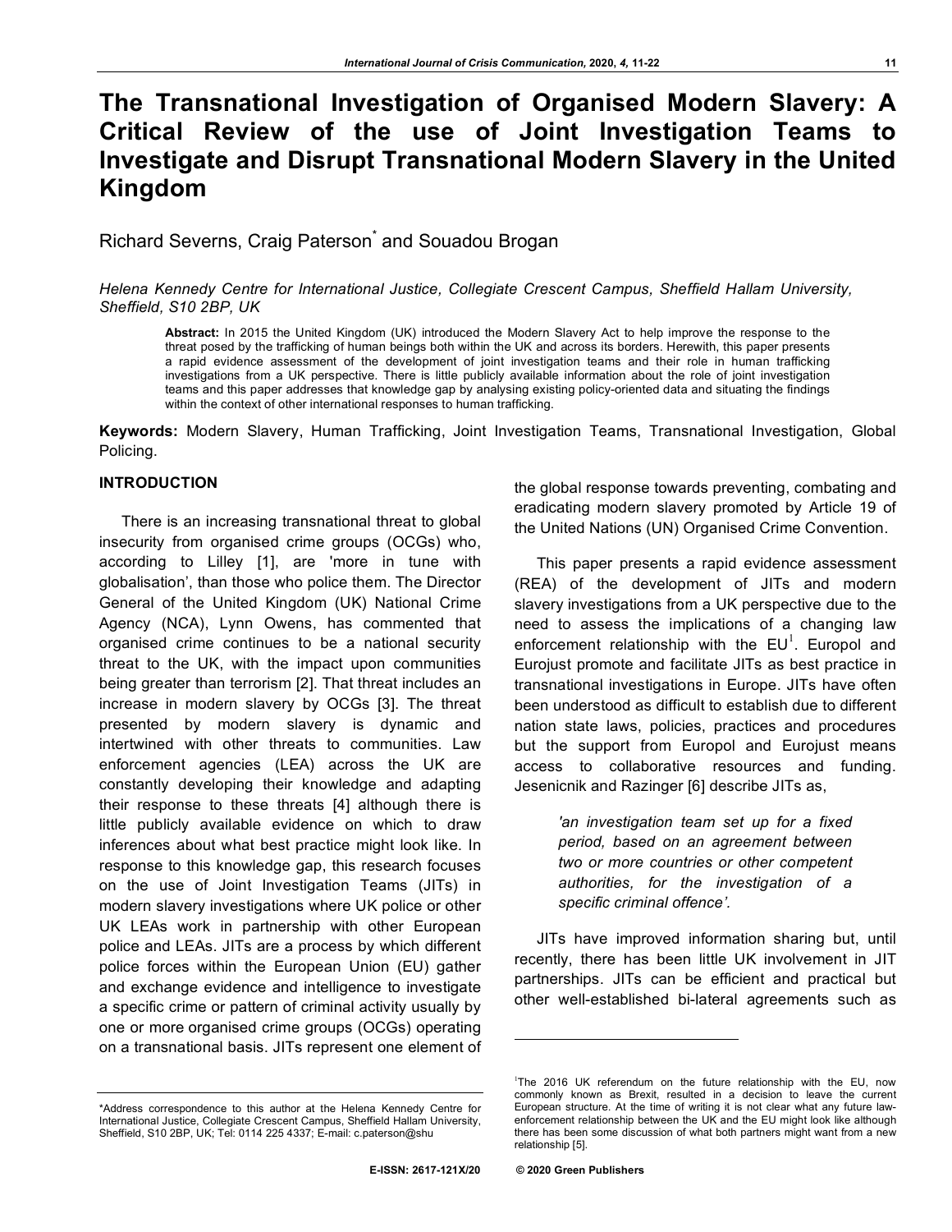# The Transnational Investigation of Organised Modern Slavery: A Critical Review of the use of Joint Investigation Teams to Investigate and Disrupt Transnational Modern Slavery in the United Kingdom

Richard Severns, Craig Paterson* and Souadou Brogan

*Helena Kennedy Centre for International Justice, Collegiate Crescent Campus, Sheffield Hallam University, Sheffield, S10 2BP, UK*

**Abstract:** In 2015 the United Kingdom (UK) introduced the Modern Slavery Act to help improve the response to the threat posed by the trafficking of human beings both within the UK and across its borders. Herewith, this paper presents a rapid evidence assessment of the development of joint investigation teams and their role in human trafficking investigations from a UK perspective. There is little publicly available information about the role of joint investigation teams and this paper addresses that knowledge gap by analysing existing policy-oriented data and situating the findings within the context of other international responses to human trafficking.

**Keywords:** Modern Slavery, Human Trafficking, Joint Investigation Teams, Transnational Investigation, Global Policing.

## INTRODUCTION

There is an increasing transnational threat to global insecurity from organised crime groups (OCGs) who, according to Lilley [1], are 'more in tune with globalisation', than those who police them. The Director General of the United Kingdom (UK) National Crime Agency (NCA), Lynn Owens, has commented that organised crime continues to be a national security threat to the UK, with the impact upon communities being greater than terrorism [2]. That threat includes an increase in modern slavery by OCGs [3]. The threat presented by modern slavery is dynamic and intertwined with other threats to communities. Law enforcement agencies (LEA) across the UK are constantly developing their knowledge and adapting their response to these threats [4] although there is little publicly available evidence on which to draw inferences about what best practice might look like. In response to this knowledge gap, this research focuses on the use of Joint Investigation Teams (JITs) in modern slavery investigations where UK police or other UK LEAs work in partnership with other European police and LEAs. JITs are a process by which different police forces within the European Union (EU) gather and exchange evidence and intelligence to investigate a specific crime or pattern of criminal activity usually by one or more organised crime groups (OCGs) operating on a transnational basis. JITs represent one element of the global response towards preventing, combating and eradicating modern slavery promoted by Article 19 of the United Nations (UN) Organised Crime Convention.

This paper presents a rapid evidence assessment (REA) of the development of JITs and modern slavery investigations from a UK perspective due to the need to assess the implications of a changing law enforcement relationship with the EU[1]. Europol and Eurojust promote and facilitate JITs as best practice in transnational investigations in Europe. JITs have often been understood as difficult to establish due to different nation state laws, policies, practices and procedures but the support from Europol and Eurojust means access to collaborative resources and funding. Jesenicnik and Razinger [6] describe JITs as,

> *'an investigation team set up for a fixed period, based on an agreement between two or more countries or other competent authorities, for the investigation of a specific criminal offence'.*

JITs have improved information sharing but, until recently, there has been little UK involvement in JIT partnerships. JITs can be efficient and practical but other well-established bi-lateral agreements such as

---

[1] The 2016 UK referendum on the future relationship with the EU, now commonly known as Brexit, resulted in a decision to leave the current European structure. At the time of writing it is not clear what any future law-enforcement relationship between the UK and the EU might look like although there has been some discussion of what both partners might want from a new relationship [5].

*Address correspondence to this author at the Helena Kennedy Centre for International Justice, Collegiate Crescent Campus, Sheffield Hallam University, Sheffield, S10 2BP, UK; Tel: 0114 225 4337; E-mail: c.paterson@shu

E-ISSN: 2617-121X/20 © 2020 Green Publishers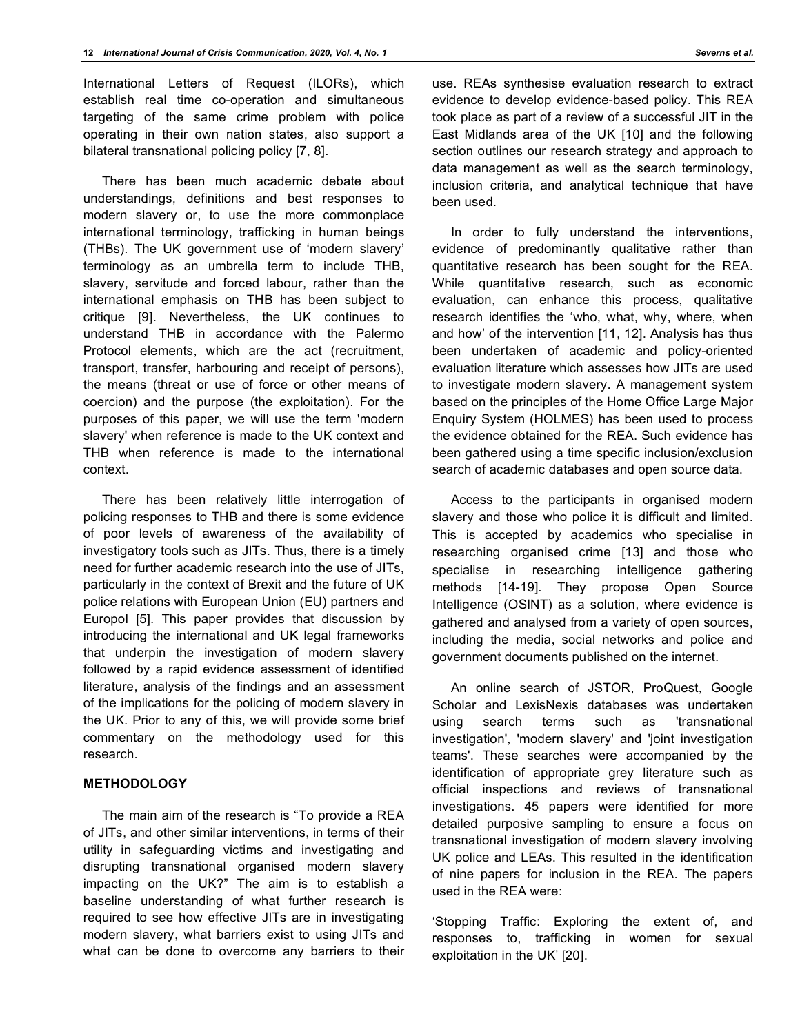International Letters of Request (ILORs), which establish real time co-operation and simultaneous targeting of the same crime problem with police operating in their own nation states, also support a bilateral transnational policing policy [7, 8].

There has been much academic debate about understandings, definitions and best responses to modern slavery or, to use the more commonplace international terminology, trafficking in human beings (THBs). The UK government use of 'modern slavery' terminology as an umbrella term to include THB, slavery, servitude and forced labour, rather than the international emphasis on THB has been subject to critique [9]. Nevertheless, the UK continues to understand THB in accordance with the Palermo Protocol elements, which are the act (recruitment, transport, transfer, harbouring and receipt of persons), the means (threat or use of force or other means of coercion) and the purpose (the exploitation). For the purposes of this paper, we will use the term 'modern slavery' when reference is made to the UK context and THB when reference is made to the international context.

There has been relatively little interrogation of policing responses to THB and there is some evidence of poor levels of awareness of the availability of investigatory tools such as JITs. Thus, there is a timely need for further academic research into the use of JITs, particularly in the context of Brexit and the future of UK police relations with European Union (EU) partners and Europol [5]. This paper provides that discussion by introducing the international and UK legal frameworks that underpin the investigation of modern slavery followed by a rapid evidence assessment of identified literature, analysis of the findings and an assessment of the implications for the policing of modern slavery in the UK. Prior to any of this, we will provide some brief commentary on the methodology used for this research.

## METHODOLOGY

The main aim of the research is "To provide a REA of JITs, and other similar interventions, in terms of their utility in safeguarding victims and investigating and disrupting transnational organised modern slavery impacting on the UK?" The aim is to establish a baseline understanding of what further research is required to see how effective JITs are in investigating modern slavery, what barriers exist to using JITs and what can be done to overcome any barriers to their use. REAs synthesise evaluation research to extract evidence to develop evidence-based policy. This REA took place as part of a review of a successful JIT in the East Midlands area of the UK [10] and the following section outlines our research strategy and approach to data management as well as the search terminology, inclusion criteria, and analytical technique that have been used.

In order to fully understand the interventions, evidence of predominantly qualitative rather than quantitative research has been sought for the REA. While quantitative research, such as economic evaluation, can enhance this process, qualitative research identifies the 'who, what, why, where, when and how' of the intervention [11, 12]. Analysis has thus been undertaken of academic and policy-oriented evaluation literature which assesses how JITs are used to investigate modern slavery. A management system based on the principles of the Home Office Large Major Enquiry System (HOLMES) has been used to process the evidence obtained for the REA. Such evidence has been gathered using a time specific inclusion/exclusion search of academic databases and open source data.

Access to the participants in organised modern slavery and those who police it is difficult and limited. This is accepted by academics who specialise in researching organised crime [13] and those who specialise in researching intelligence gathering methods [14-19]. They propose Open Source Intelligence (OSINT) as a solution, where evidence is gathered and analysed from a variety of open sources, including the media, social networks and police and government documents published on the internet.

An online search of JSTOR, ProQuest, Google Scholar and LexisNexis databases was undertaken using search terms such as 'transnational investigation', 'modern slavery' and 'joint investigation teams'. These searches were accompanied by the identification of appropriate grey literature such as official inspections and reviews of transnational investigations. 45 papers were identified for more detailed purposive sampling to ensure a focus on transnational investigation of modern slavery involving UK police and LEAs. This resulted in the identification of nine papers for inclusion in the REA. The papers used in the REA were:

'Stopping Traffic: Exploring the extent of, and responses to, trafficking in women for sexual exploitation in the UK' [20].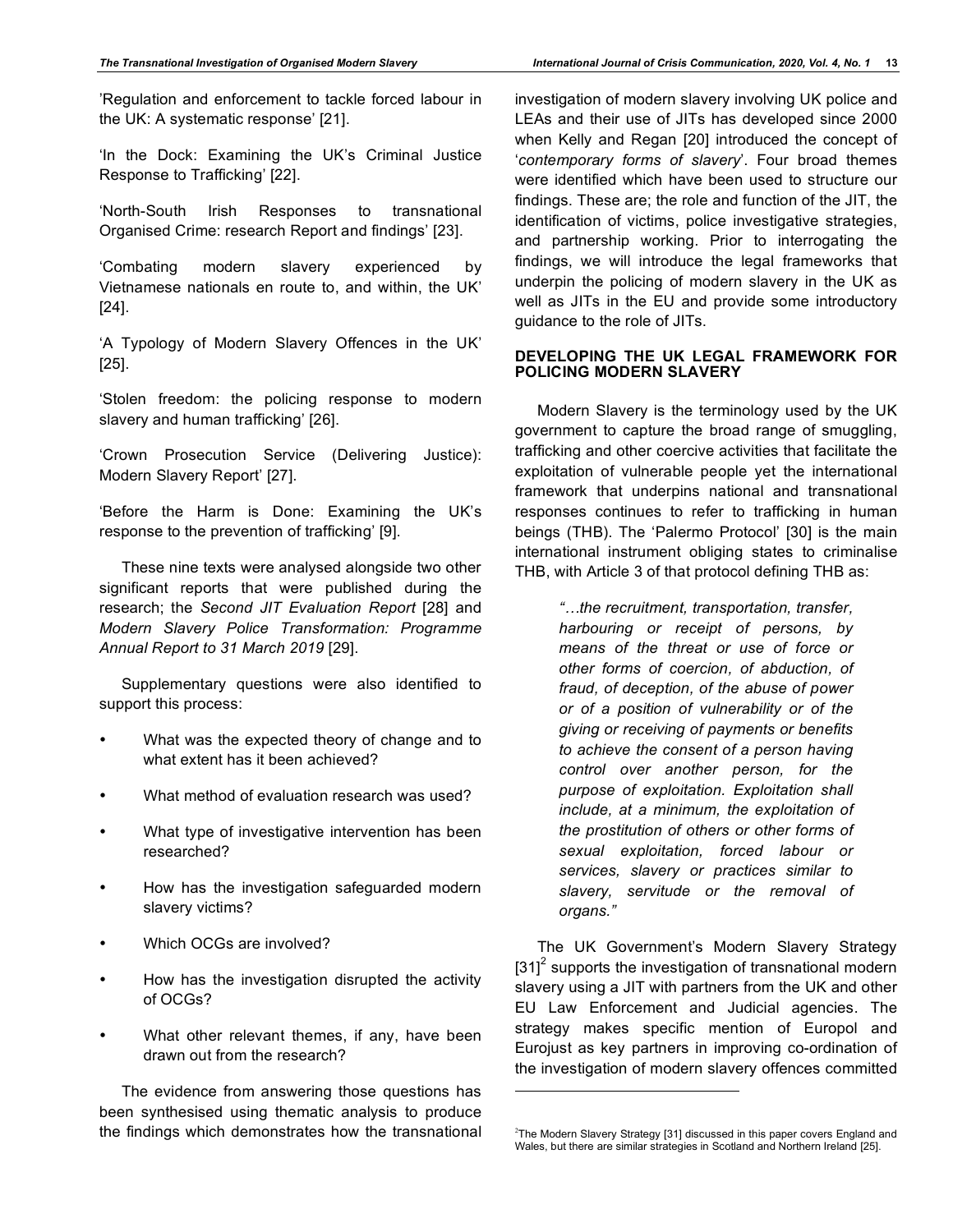'Regulation and enforcement to tackle forced labour in the UK: A systematic response' [21].

'In the Dock: Examining the UK's Criminal Justice Response to Trafficking' [22].

'North-South Irish Responses to transnational Organised Crime: research Report and findings' [23].

'Combating modern slavery experienced by Vietnamese nationals en route to, and within, the UK' [24].

'A Typology of Modern Slavery Offences in the UK' [25].

'Stolen freedom: the policing response to modern slavery and human trafficking' [26].

'Crown Prosecution Service (Delivering Justice): Modern Slavery Report' [27].

'Before the Harm is Done: Examining the UK's response to the prevention of trafficking' [9].

These nine texts were analysed alongside two other significant reports that were published during the research; the *Second JIT Evaluation Report* [28] and *Modern Slavery Police Transformation: Programme Annual Report to 31 March 2019* [29].

Supplementary questions were also identified to support this process:

- What was the expected theory of change and to what extent has it been achieved?
- What method of evaluation research was used?
- What type of investigative intervention has been researched?
- How has the investigation safeguarded modern slavery victims?
- Which OCGs are involved?
- How has the investigation disrupted the activity of OCGs?
- What other relevant themes, if any, have been drawn out from the research?

The evidence from answering those questions has been synthesised using thematic analysis to produce the findings which demonstrates how the transnational investigation of modern slavery involving UK police and LEAs and their use of JITs has developed since 2000 when Kelly and Regan [20] introduced the concept of '*contemporary forms of slavery*'. Four broad themes were identified which have been used to structure our findings. These are; the role and function of the JIT, the identification of victims, police investigative strategies, and partnership working. Prior to interrogating the findings, we will introduce the legal frameworks that underpin the policing of modern slavery in the UK as well as JITs in the EU and provide some introductory guidance to the role of JITs.

## DEVELOPING THE UK LEGAL FRAMEWORK FOR POLICING MODERN SLAVERY

Modern Slavery is the terminology used by the UK government to capture the broad range of smuggling, trafficking and other coercive activities that facilitate the exploitation of vulnerable people yet the international framework that underpins national and transnational responses continues to refer to trafficking in human beings (THB). The 'Palermo Protocol' [30] is the main international instrument obliging states to criminalise THB, with Article 3 of that protocol defining THB as:

> *"…the recruitment, transportation, transfer, harbouring or receipt of persons, by means of the threat or use of force or other forms of coercion, of abduction, of fraud, of deception, of the abuse of power or of a position of vulnerability or of the giving or receiving of payments or benefits to achieve the consent of a person having control over another person, for the purpose of exploitation. Exploitation shall include, at a minimum, the exploitation of the prostitution of others or other forms of sexual exploitation, forced labour or services, slavery or practices similar to slavery, servitude or the removal of organs."*

The UK Government's Modern Slavery Strategy [31][2] supports the investigation of transnational modern slavery using a JIT with partners from the UK and other EU Law Enforcement and Judicial agencies. The strategy makes specific mention of Europol and Eurojust as key partners in improving co-ordination of the investigation of modern slavery offences committed

---

[2] The Modern Slavery Strategy [31] discussed in this paper covers England and Wales, but there are similar strategies in Scotland and Northern Ireland [25].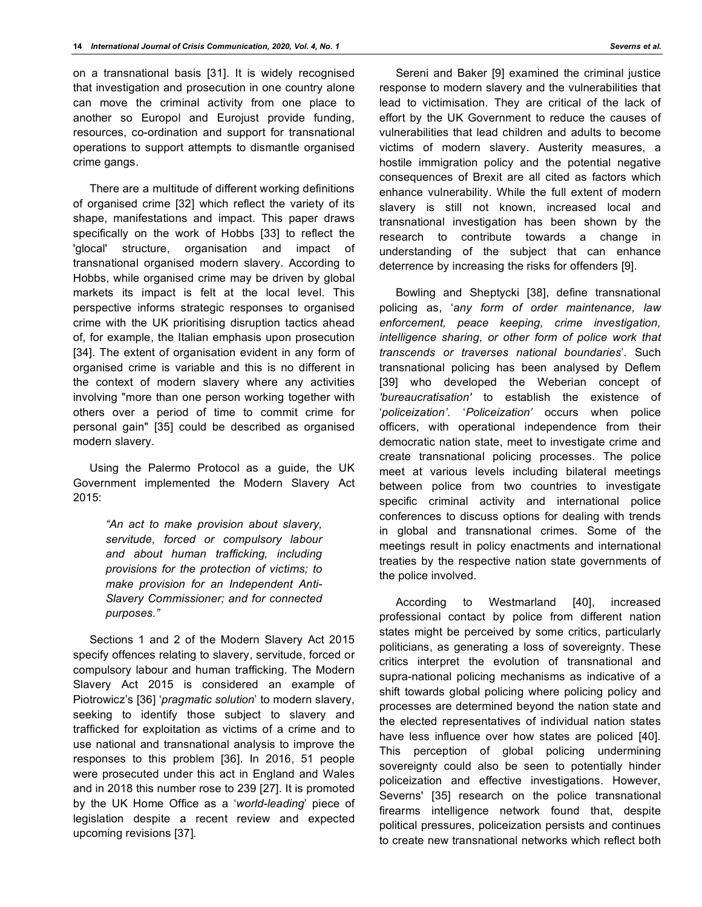on a transnational basis [31]. It is widely recognised that investigation and prosecution in one country alone can move the criminal activity from one place to another so Europol and Eurojust provide funding, resources, co-ordination and support for transnational operations to support attempts to dismantle organised crime gangs.

There are a multitude of different working definitions of organised crime [32] which reflect the variety of its shape, manifestations and impact. This paper draws specifically on the work of Hobbs [33] to reflect the 'glocal' structure, organisation and impact of transnational organised modern slavery. According to Hobbs, while organised crime may be driven by global markets its impact is felt at the local level. This perspective informs strategic responses to organised crime with the UK prioritising disruption tactics ahead of, for example, the Italian emphasis upon prosecution [34]. The extent of organisation evident in any form of organised crime is variable and this is no different in the context of modern slavery where any activities involving "more than one person working together with others over a period of time to commit crime for personal gain" [35] could be described as organised modern slavery.

Using the Palermo Protocol as a guide, the UK Government implemented the Modern Slavery Act 2015:

> *"An act to make provision about slavery, servitude, forced or compulsory labour and about human trafficking, including provisions for the protection of victims; to make provision for an Independent Anti-Slavery Commissioner; and for connected purposes."*

Sections 1 and 2 of the Modern Slavery Act 2015 specify offences relating to slavery, servitude, forced or compulsory labour and human trafficking. The Modern Slavery Act 2015 is considered an example of Piotrowicz's [36] '*pragmatic solution*' to modern slavery, seeking to identify those subject to slavery and trafficked for exploitation as victims of a crime and to use national and transnational analysis to improve the responses to this problem [36]. In 2016, 51 people were prosecuted under this act in England and Wales and in 2018 this number rose to 239 [27]. It is promoted by the UK Home Office as a '*world-leading*' piece of legislation despite a recent review and expected upcoming revisions [37].

Sereni and Baker [9] examined the criminal justice response to modern slavery and the vulnerabilities that lead to victimisation. They are critical of the lack of effort by the UK Government to reduce the causes of vulnerabilities that lead children and adults to become victims of modern slavery. Austerity measures, a hostile immigration policy and the potential negative consequences of Brexit are all cited as factors which enhance vulnerability. While the full extent of modern slavery is still not known, increased local and transnational investigation has been shown by the research to contribute towards a change in understanding of the subject that can enhance deterrence by increasing the risks for offenders [9].

Bowling and Sheptycki [38], define transnational policing as, '*any form of order maintenance, law enforcement, peace keeping, crime investigation, intelligence sharing, or other form of police work that transcends or traverses national boundaries*'. Such transnational policing has been analysed by Deflem [39] who developed the Weberian concept of *'bureaucratisation'* to establish the existence of '*policeization'*. '*Policeization'* occurs when police officers, with operational independence from their democratic nation state, meet to investigate crime and create transnational policing processes. The police meet at various levels including bilateral meetings between police from two countries to investigate specific criminal activity and international police conferences to discuss options for dealing with trends in global and transnational crimes. Some of the meetings result in policy enactments and international treaties by the respective nation state governments of the police involved.

According to Westmarland [40], increased professional contact by police from different nation states might be perceived by some critics, particularly politicians, as generating a loss of sovereignty. These critics interpret the evolution of transnational and supra-national policing mechanisms as indicative of a shift towards global policing where policing policy and processes are determined beyond the nation state and the elected representatives of individual nation states have less influence over how states are policed [40]. This perception of global policing undermining sovereignty could also be seen to potentially hinder policeization and effective investigations. However, Severns' [35] research on the police transnational firearms intelligence network found that, despite political pressures, policeization persists and continues to create new transnational networks which reflect both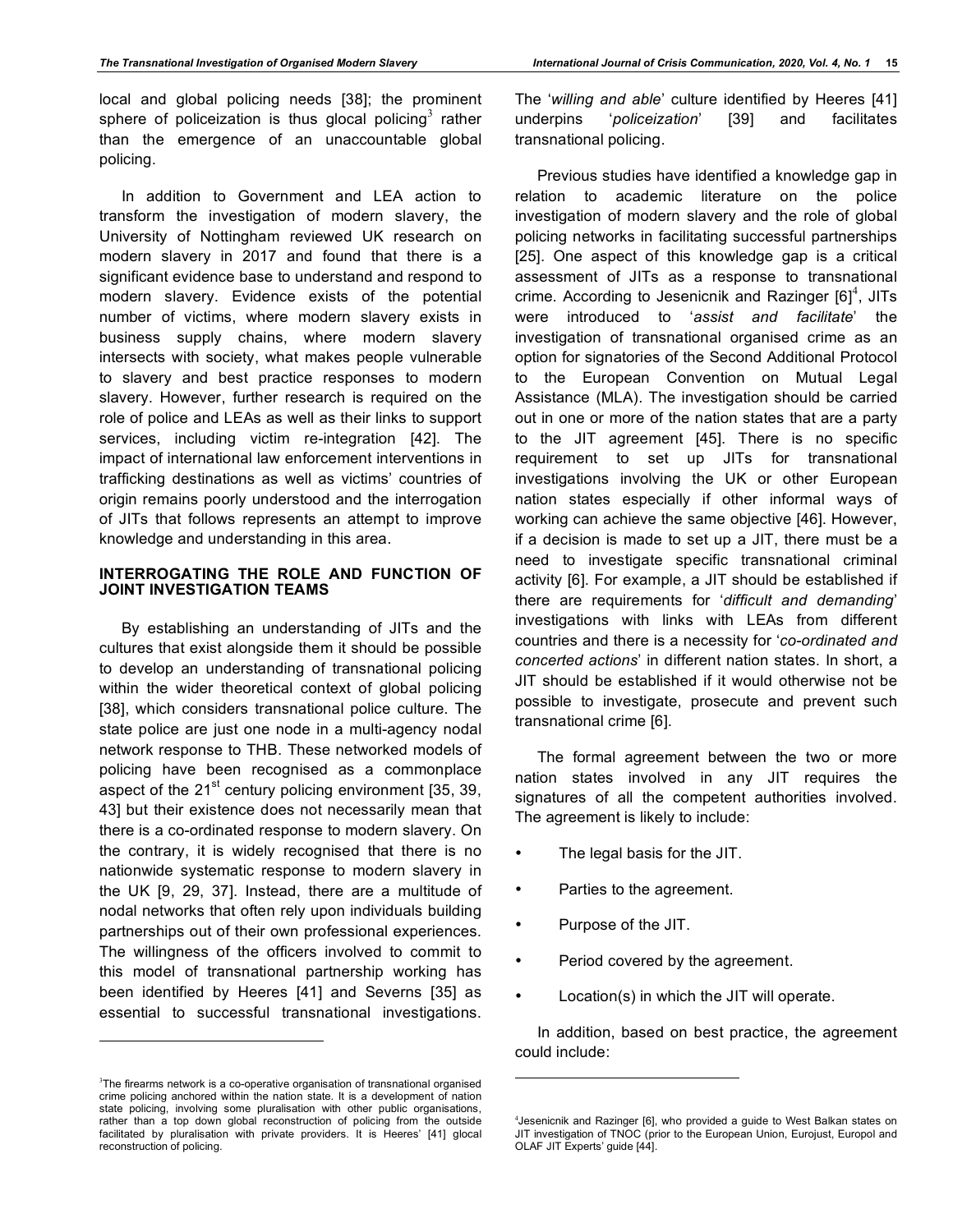local and global policing needs [38]; the prominent sphere of policeization is thus glocal policing[3] rather than the emergence of an unaccountable global policing.

In addition to Government and LEA action to transform the investigation of modern slavery, the University of Nottingham reviewed UK research on modern slavery in 2017 and found that there is a significant evidence base to understand and respond to modern slavery. Evidence exists of the potential number of victims, where modern slavery exists in business supply chains, where modern slavery intersects with society, what makes people vulnerable to slavery and best practice responses to modern slavery. However, further research is required on the role of police and LEAs as well as their links to support services, including victim re-integration [42]. The impact of international law enforcement interventions in trafficking destinations as well as victims' countries of origin remains poorly understood and the interrogation of JITs that follows represents an attempt to improve knowledge and understanding in this area.

## INTERROGATING THE ROLE AND FUNCTION OF JOINT INVESTIGATION TEAMS

By establishing an understanding of JITs and the cultures that exist alongside them it should be possible to develop an understanding of transnational policing within the wider theoretical context of global policing [38], which considers transnational police culture. The state police are just one node in a multi-agency nodal network response to THB. These networked models of policing have been recognised as a commonplace aspect of the 21$^{st}$ century policing environment [35, 39, 43] but their existence does not necessarily mean that there is a co-ordinated response to modern slavery. On the contrary, it is widely recognised that there is no nationwide systematic response to modern slavery in the UK [9, 29, 37]. Instead, there are a multitude of nodal networks that often rely upon individuals building partnerships out of their own professional experiences. The willingness of the officers involved to commit to this model of transnational partnership working has been identified by Heeres [41] and Severns [35] as essential to successful transnational investigations. The '*willing and able*' culture identified by Heeres [41] underpins '*policeization*' [39] and facilitates transnational policing.

Previous studies have identified a knowledge gap in relation to academic literature on the police investigation of modern slavery and the role of global policing networks in facilitating successful partnerships [25]. One aspect of this knowledge gap is a critical assessment of JITs as a response to transnational crime. According to Jesenicnik and Razinger [6][4], JITs were introduced to '*assist and facilitate*' the investigation of transnational organised crime as an option for signatories of the Second Additional Protocol to the European Convention on Mutual Legal Assistance (MLA). The investigation should be carried out in one or more of the nation states that are a party to the JIT agreement [45]. There is no specific requirement to set up JITs for transnational investigations involving the UK or other European nation states especially if other informal ways of working can achieve the same objective [46]. However, if a decision is made to set up a JIT, there must be a need to investigate specific transnational criminal activity [6]. For example, a JIT should be established if there are requirements for '*difficult and demanding*' investigations with links with LEAs from different countries and there is a necessity for '*co-ordinated and concerted actions*' in different nation states. In short, a JIT should be established if it would otherwise not be possible to investigate, prosecute and prevent such transnational crime [6].

The formal agreement between the two or more nation states involved in any JIT requires the signatures of all the competent authorities involved. The agreement is likely to include:

- The legal basis for the JIT.
- Parties to the agreement.
- Purpose of the JIT.
- Period covered by the agreement.
- Location(s) in which the JIT will operate.

In addition, based on best practice, the agreement could include:

---

[3] The firearms network is a co-operative organisation of transnational organised crime policing anchored within the nation state. It is a development of nation state policing, involving some pluralisation with other public organisations, rather than a top down global reconstruction of policing from the outside facilitated by pluralisation with private providers. It is Heeres' [41] glocal reconstruction of policing.

[4] Jesenicnik and Razinger [6], who provided a guide to West Balkan states on JIT investigation of TNOC (prior to the European Union, Eurojust, Europol and OLAF JIT Experts' guide [44].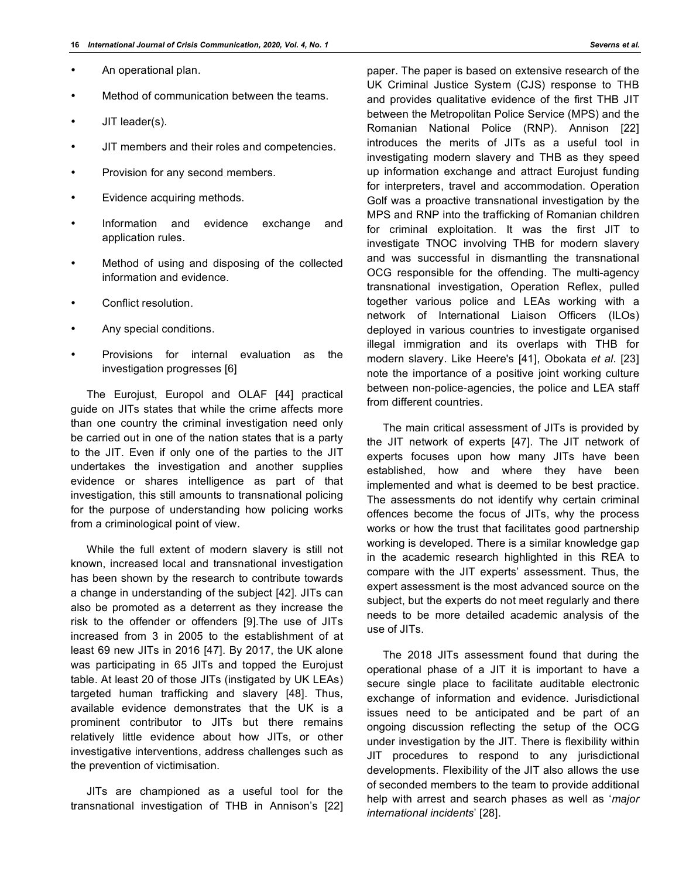- An operational plan.
- Method of communication between the teams.
- JIT leader(s).
- JIT members and their roles and competencies.
- Provision for any second members.
- Evidence acquiring methods.
- Information and evidence exchange and application rules.
- Method of using and disposing of the collected information and evidence.
- Conflict resolution.
- Any special conditions.
- Provisions for internal evaluation as the investigation progresses [6]

The Eurojust, Europol and OLAF [44] practical guide on JITs states that while the crime affects more than one country the criminal investigation need only be carried out in one of the nation states that is a party to the JIT. Even if only one of the parties to the JIT undertakes the investigation and another supplies evidence or shares intelligence as part of that investigation, this still amounts to transnational policing for the purpose of understanding how policing works from a criminological point of view.

While the full extent of modern slavery is still not known, increased local and transnational investigation has been shown by the research to contribute towards a change in understanding of the subject [42]. JITs can also be promoted as a deterrent as they increase the risk to the offender or offenders [9].The use of JITs increased from 3 in 2005 to the establishment of at least 69 new JITs in 2016 [47]. By 2017, the UK alone was participating in 65 JITs and topped the Eurojust table. At least 20 of those JITs (instigated by UK LEAs) targeted human trafficking and slavery [48]. Thus, available evidence demonstrates that the UK is a prominent contributor to JITs but there remains relatively little evidence about how JITs, or other investigative interventions, address challenges such as the prevention of victimisation.

JITs are championed as a useful tool for the transnational investigation of THB in Annison's [22] paper. The paper is based on extensive research of the UK Criminal Justice System (CJS) response to THB and provides qualitative evidence of the first THB JIT between the Metropolitan Police Service (MPS) and the Romanian National Police (RNP). Annison [22] introduces the merits of JITs as a useful tool in investigating modern slavery and THB as they speed up information exchange and attract Eurojust funding for interpreters, travel and accommodation. Operation Golf was a proactive transnational investigation by the MPS and RNP into the trafficking of Romanian children for criminal exploitation. It was the first JIT to investigate TNOC involving THB for modern slavery and was successful in dismantling the transnational OCG responsible for the offending. The multi-agency transnational investigation, Operation Reflex, pulled together various police and LEAs working with a network of International Liaison Officers (ILOs) deployed in various countries to investigate organised illegal immigration and its overlaps with THB for modern slavery. Like Heere's [41], Obokata *et al*. [23] note the importance of a positive joint working culture between non-police-agencies, the police and LEA staff from different countries.

The main critical assessment of JITs is provided by the JIT network of experts [47]. The JIT network of experts focuses upon how many JITs have been established, how and where they have been implemented and what is deemed to be best practice. The assessments do not identify why certain criminal offences become the focus of JITs, why the process works or how the trust that facilitates good partnership working is developed. There is a similar knowledge gap in the academic research highlighted in this REA to compare with the JIT experts' assessment. Thus, the expert assessment is the most advanced source on the subject, but the experts do not meet regularly and there needs to be more detailed academic analysis of the use of JITs.

The 2018 JITs assessment found that during the operational phase of a JIT it is important to have a secure single place to facilitate auditable electronic exchange of information and evidence. Jurisdictional issues need to be anticipated and be part of an ongoing discussion reflecting the setup of the OCG under investigation by the JIT. There is flexibility within JIT procedures to respond to any jurisdictional developments. Flexibility of the JIT also allows the use of seconded members to the team to provide additional help with arrest and search phases as well as '*major international incidents*' [28].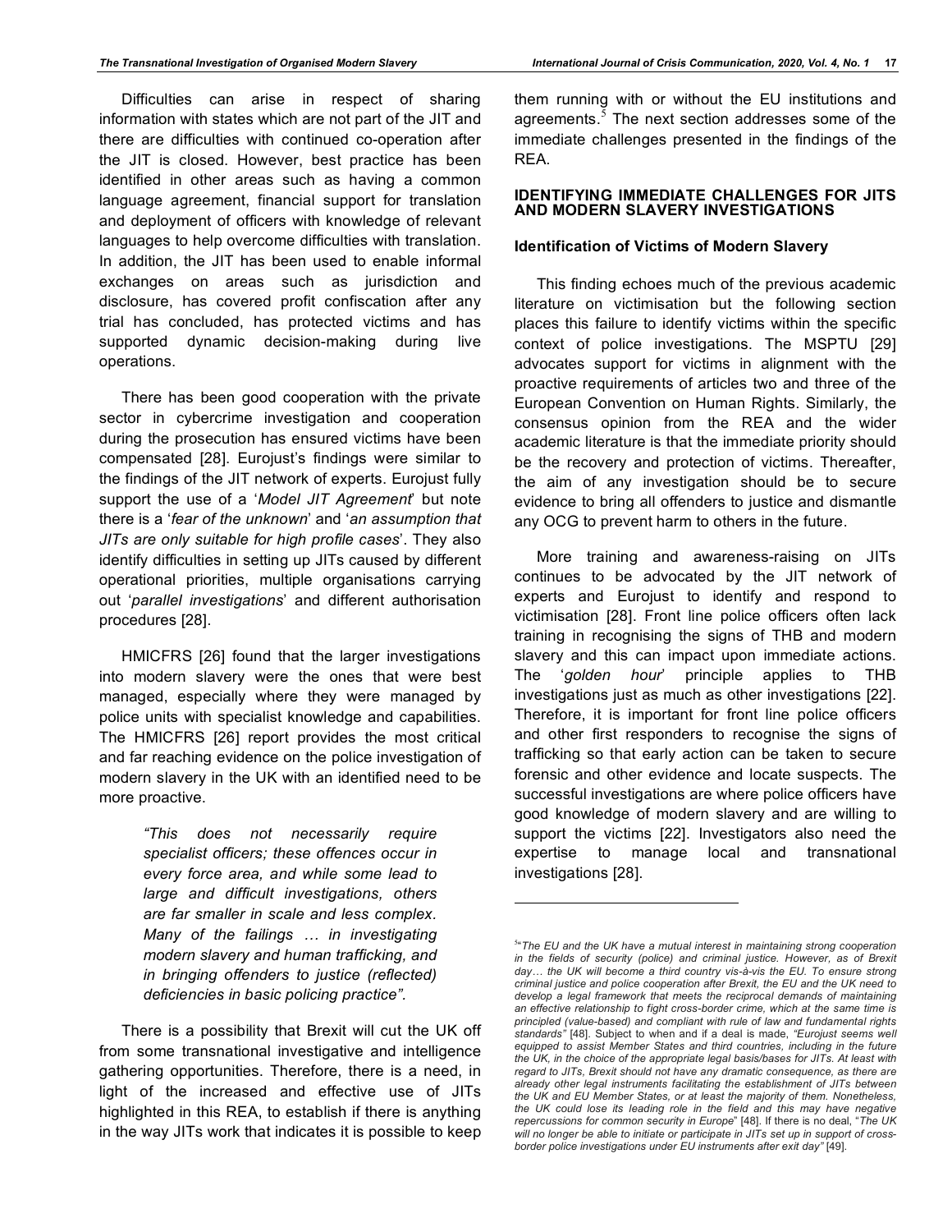Difficulties can arise in respect of sharing information with states which are not part of the JIT and there are difficulties with continued co-operation after the JIT is closed. However, best practice has been identified in other areas such as having a common language agreement, financial support for translation and deployment of officers with knowledge of relevant languages to help overcome difficulties with translation. In addition, the JIT has been used to enable informal exchanges on areas such as jurisdiction and disclosure, has covered profit confiscation after any trial has concluded, has protected victims and has supported dynamic decision-making during live operations.

There has been good cooperation with the private sector in cybercrime investigation and cooperation during the prosecution has ensured victims have been compensated [28]. Eurojust's findings were similar to the findings of the JIT network of experts. Eurojust fully support the use of a '*Model JIT Agreement*' but note there is a '*fear of the unknown*' and '*an assumption that JITs are only suitable for high profile cases*'. They also identify difficulties in setting up JITs caused by different operational priorities, multiple organisations carrying out '*parallel investigations*' and different authorisation procedures [28].

HMICFRS [26] found that the larger investigations into modern slavery were the ones that were best managed, especially where they were managed by police units with specialist knowledge and capabilities. The HMICFRS [26] report provides the most critical and far reaching evidence on the police investigation of modern slavery in the UK with an identified need to be more proactive.

> *"This does not necessarily require specialist officers; these offences occur in every force area, and while some lead to large and difficult investigations, others are far smaller in scale and less complex. Many of the failings … in investigating modern slavery and human trafficking, and in bringing offenders to justice (reflected) deficiencies in basic policing practice".*

There is a possibility that Brexit will cut the UK off from some transnational investigative and intelligence gathering opportunities. Therefore, there is a need, in light of the increased and effective use of JITs highlighted in this REA, to establish if there is anything in the way JITs work that indicates it is possible to keep them running with or without the EU institutions and agreements.[5] The next section addresses some of the immediate challenges presented in the findings of the REA.

## IDENTIFYING IMMEDIATE CHALLENGES FOR JITS AND MODERN SLAVERY INVESTIGATIONS

### Identification of Victims of Modern Slavery

This finding echoes much of the previous academic literature on victimisation but the following section places this failure to identify victims within the specific context of police investigations. The MSPTU [29] advocates support for victims in alignment with the proactive requirements of articles two and three of the European Convention on Human Rights. Similarly, the consensus opinion from the REA and the wider academic literature is that the immediate priority should be the recovery and protection of victims. Thereafter, the aim of any investigation should be to secure evidence to bring all offenders to justice and dismantle any OCG to prevent harm to others in the future.

More training and awareness-raising on JITs continues to be advocated by the JIT network of experts and Eurojust to identify and respond to victimisation [28]. Front line police officers often lack training in recognising the signs of THB and modern slavery and this can impact upon immediate actions. The '*golden hour*' principle applies to THB investigations just as much as other investigations [22]. Therefore, it is important for front line police officers and other first responders to recognise the signs of trafficking so that early action can be taken to secure forensic and other evidence and locate suspects. The successful investigations are where police officers have good knowledge of modern slavery and are willing to support the victims [22]. Investigators also need the expertise to manage local and transnational investigations [28].

---

[5] "*The EU and the UK have a mutual interest in maintaining strong cooperation in the fields of security (police) and criminal justice. However, as of Brexit day… the UK will become a third country vis-à-vis the EU. To ensure strong criminal justice and police cooperation after Brexit, the EU and the UK need to develop a legal framework that meets the reciprocal demands of maintaining an effective relationship to fight cross-border crime, which at the same time is principled (value-based) and compliant with rule of law and fundamental rights standards*" [48]. Subject to when and if a deal is made, *"Eurojust seems well equipped to assist Member States and third countries, including in the future the UK, in the choice of the appropriate legal basis/bases for JITs. At least with regard to JITs, Brexit should not have any dramatic consequence, as there are already other legal instruments facilitating the establishment of JITs between the UK and EU Member States, or at least the majority of them. Nonetheless, the UK could lose its leading role in the field and this may have negative repercussions for common security in Europe*" [48]. If there is no deal, "*The UK will no longer be able to initiate or participate in JITs set up in support of cross-border police investigations under EU instruments after exit day"* [49].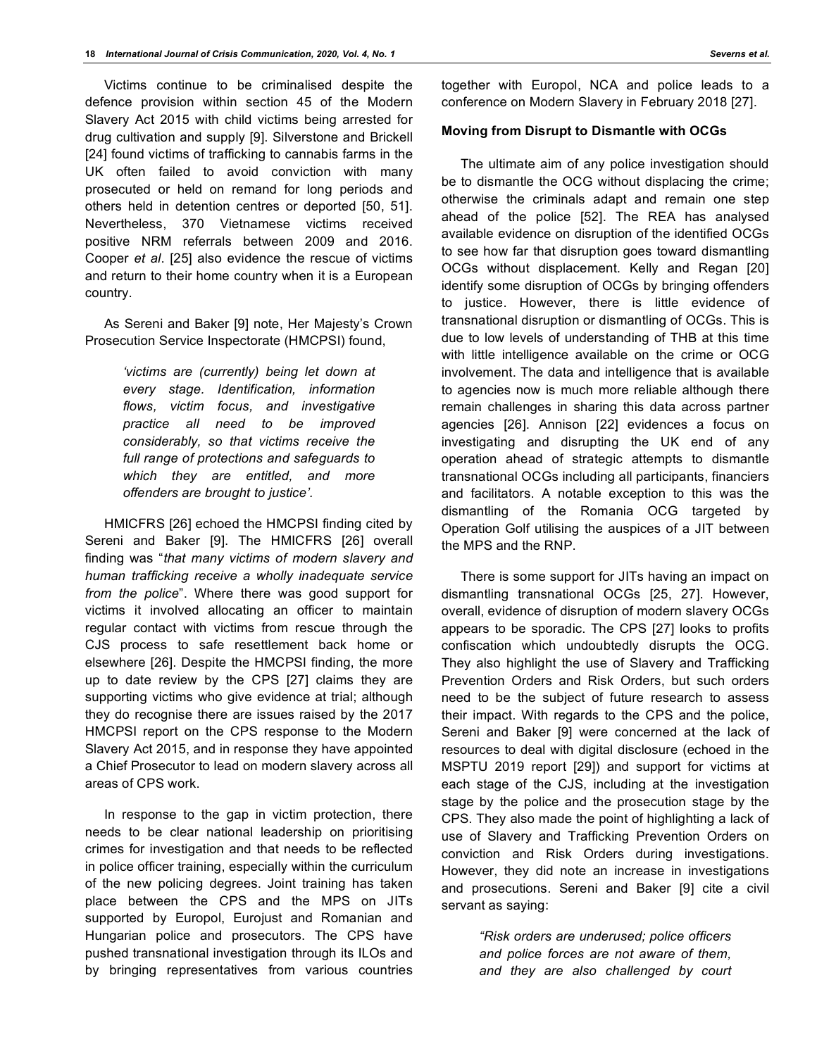Victims continue to be criminalised despite the defence provision within section 45 of the Modern Slavery Act 2015 with child victims being arrested for drug cultivation and supply [9]. Silverstone and Brickell [24] found victims of trafficking to cannabis farms in the UK often failed to avoid conviction with many prosecuted or held on remand for long periods and others held in detention centres or deported [50, 51]. Nevertheless, 370 Vietnamese victims received positive NRM referrals between 2009 and 2016. Cooper *et al*. [25] also evidence the rescue of victims and return to their home country when it is a European country.

As Sereni and Baker [9] note, Her Majesty's Crown Prosecution Service Inspectorate (HMCPSI) found,

> *'victims are (currently) being let down at every stage. Identification, information flows, victim focus, and investigative practice all need to be improved considerably, so that victims receive the full range of protections and safeguards to which they are entitled, and more offenders are brought to justice'.*

HMICFRS [26] echoed the HMCPSI finding cited by Sereni and Baker [9]. The HMICFRS [26] overall finding was "*that many victims of modern slavery and human trafficking receive a wholly inadequate service from the police*". Where there was good support for victims it involved allocating an officer to maintain regular contact with victims from rescue through the CJS process to safe resettlement back home or elsewhere [26]. Despite the HMCPSI finding, the more up to date review by the CPS [27] claims they are supporting victims who give evidence at trial; although they do recognise there are issues raised by the 2017 HMCPSI report on the CPS response to the Modern Slavery Act 2015, and in response they have appointed a Chief Prosecutor to lead on modern slavery across all areas of CPS work.

In response to the gap in victim protection, there needs to be clear national leadership on prioritising crimes for investigation and that needs to be reflected in police officer training, especially within the curriculum of the new policing degrees. Joint training has taken place between the CPS and the MPS on JITs supported by Europol, Eurojust and Romanian and Hungarian police and prosecutors. The CPS have pushed transnational investigation through its ILOs and by bringing representatives from various countries together with Europol, NCA and police leads to a conference on Modern Slavery in February 2018 [27].

**Moving from Disrupt to Dismantle with OCGs**

The ultimate aim of any police investigation should be to dismantle the OCG without displacing the crime; otherwise the criminals adapt and remain one step ahead of the police [52]. The REA has analysed available evidence on disruption of the identified OCGs to see how far that disruption goes toward dismantling OCGs without displacement. Kelly and Regan [20] identify some disruption of OCGs by bringing offenders to justice. However, there is little evidence of transnational disruption or dismantling of OCGs. This is due to low levels of understanding of THB at this time with little intelligence available on the crime or OCG involvement. The data and intelligence that is available to agencies now is much more reliable although there remain challenges in sharing this data across partner agencies [26]. Annison [22] evidences a focus on investigating and disrupting the UK end of any operation ahead of strategic attempts to dismantle transnational OCGs including all participants, financiers and facilitators. A notable exception to this was the dismantling of the Romania OCG targeted by Operation Golf utilising the auspices of a JIT between the MPS and the RNP.

There is some support for JITs having an impact on dismantling transnational OCGs [25, 27]. However, overall, evidence of disruption of modern slavery OCGs appears to be sporadic. The CPS [27] looks to profits confiscation which undoubtedly disrupts the OCG. They also highlight the use of Slavery and Trafficking Prevention Orders and Risk Orders, but such orders need to be the subject of future research to assess their impact. With regards to the CPS and the police, Sereni and Baker [9] were concerned at the lack of resources to deal with digital disclosure (echoed in the MSPTU 2019 report [29]) and support for victims at each stage of the CJS, including at the investigation stage by the police and the prosecution stage by the CPS. They also made the point of highlighting a lack of use of Slavery and Trafficking Prevention Orders on conviction and Risk Orders during investigations. However, they did note an increase in investigations and prosecutions. Sereni and Baker [9] cite a civil servant as saying:

> *"Risk orders are underused; police officers and police forces are not aware of them, and they are also challenged by court*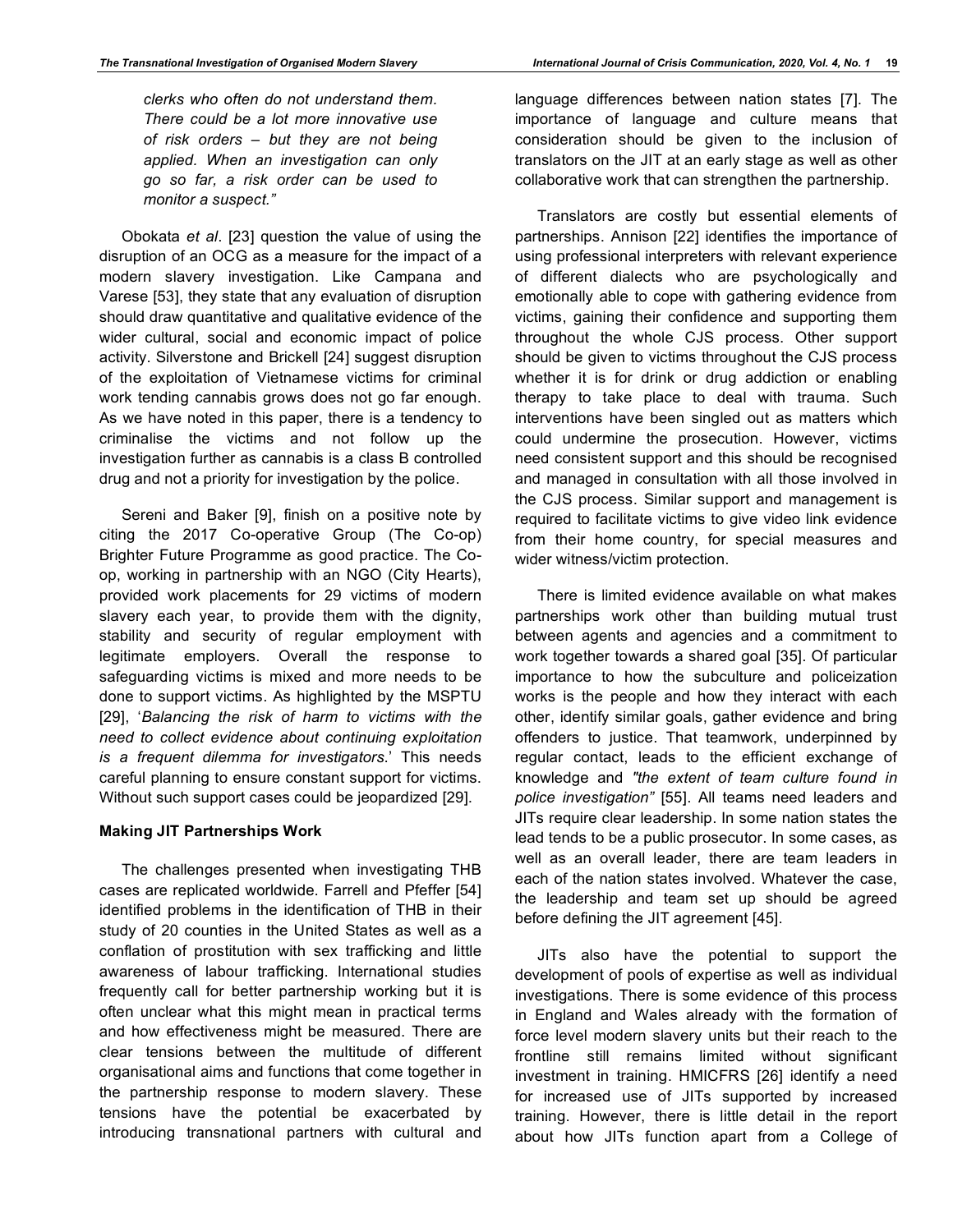*clerks who often do not understand them. There could be a lot more innovative use of risk orders – but they are not being applied. When an investigation can only go so far, a risk order can be used to monitor a suspect."*

Obokata *et al*. [23] question the value of using the disruption of an OCG as a measure for the impact of a modern slavery investigation. Like Campana and Varese [53], they state that any evaluation of disruption should draw quantitative and qualitative evidence of the wider cultural, social and economic impact of police activity. Silverstone and Brickell [24] suggest disruption of the exploitation of Vietnamese victims for criminal work tending cannabis grows does not go far enough. As we have noted in this paper, there is a tendency to criminalise the victims and not follow up the investigation further as cannabis is a class B controlled drug and not a priority for investigation by the police.

Sereni and Baker [9], finish on a positive note by citing the 2017 Co-operative Group (The Co-op) Brighter Future Programme as good practice. The Co-op, working in partnership with an NGO (City Hearts), provided work placements for 29 victims of modern slavery each year, to provide them with the dignity, stability and security of regular employment with legitimate employers. Overall the response to safeguarding victims is mixed and more needs to be done to support victims. As highlighted by the MSPTU [29], '*Balancing the risk of harm to victims with the need to collect evidence about continuing exploitation is a frequent dilemma for investigators*.' This needs careful planning to ensure constant support for victims. Without such support cases could be jeopardized [29].

**Making JIT Partnerships Work**

The challenges presented when investigating THB cases are replicated worldwide. Farrell and Pfeffer [54] identified problems in the identification of THB in their study of 20 counties in the United States as well as a conflation of prostitution with sex trafficking and little awareness of labour trafficking. International studies frequently call for better partnership working but it is often unclear what this might mean in practical terms and how effectiveness might be measured. There are clear tensions between the multitude of different organisational aims and functions that come together in the partnership response to modern slavery. These tensions have the potential be exacerbated by introducing transnational partners with cultural and language differences between nation states [7]. The importance of language and culture means that consideration should be given to the inclusion of translators on the JIT at an early stage as well as other collaborative work that can strengthen the partnership.

Translators are costly but essential elements of partnerships. Annison [22] identifies the importance of using professional interpreters with relevant experience of different dialects who are psychologically and emotionally able to cope with gathering evidence from victims, gaining their confidence and supporting them throughout the whole CJS process. Other support should be given to victims throughout the CJS process whether it is for drink or drug addiction or enabling therapy to take place to deal with trauma. Such interventions have been singled out as matters which could undermine the prosecution. However, victims need consistent support and this should be recognised and managed in consultation with all those involved in the CJS process. Similar support and management is required to facilitate victims to give video link evidence from their home country, for special measures and wider witness/victim protection.

There is limited evidence available on what makes partnerships work other than building mutual trust between agents and agencies and a commitment to work together towards a shared goal [35]. Of particular importance to how the subculture and policeization works is the people and how they interact with each other, identify similar goals, gather evidence and bring offenders to justice. That teamwork, underpinned by regular contact, leads to the efficient exchange of knowledge and *"the extent of team culture found in police investigation"* [55]. All teams need leaders and JITs require clear leadership. In some nation states the lead tends to be a public prosecutor. In some cases, as well as an overall leader, there are team leaders in each of the nation states involved. Whatever the case, the leadership and team set up should be agreed before defining the JIT agreement [45].

JITs also have the potential to support the development of pools of expertise as well as individual investigations. There is some evidence of this process in England and Wales already with the formation of force level modern slavery units but their reach to the frontline still remains limited without significant investment in training. HMICFRS [26] identify a need for increased use of JITs supported by increased training. However, there is little detail in the report about how JITs function apart from a College of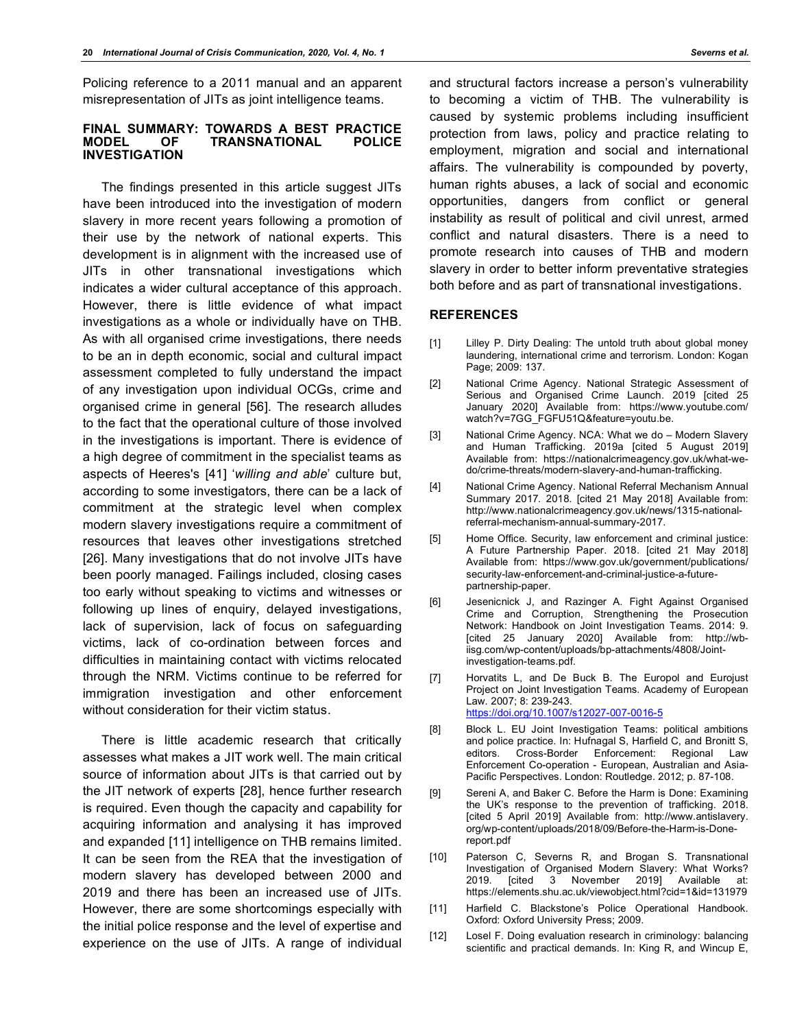Policing reference to a 2011 manual and an apparent misrepresentation of JITs as joint intelligence teams.

## FINAL SUMMARY: TOWARDS A BEST PRACTICE MODEL OF TRANSNATIONAL POLICE INVESTIGATION

The findings presented in this article suggest JITs have been introduced into the investigation of modern slavery in more recent years following a promotion of their use by the network of national experts. This development is in alignment with the increased use of JITs in other transnational investigations which indicates a wider cultural acceptance of this approach. However, there is little evidence of what impact investigations as a whole or individually have on THB. As with all organised crime investigations, there needs to be an in depth economic, social and cultural impact assessment completed to fully understand the impact of any investigation upon individual OCGs, crime and organised crime in general [56]. The research alludes to the fact that the operational culture of those involved in the investigations is important. There is evidence of a high degree of commitment in the specialist teams as aspects of Heeres's [41] '*willing and able*' culture but, according to some investigators, there can be a lack of commitment at the strategic level when complex modern slavery investigations require a commitment of resources that leaves other investigations stretched [26]. Many investigations that do not involve JITs have been poorly managed. Failings included, closing cases too early without speaking to victims and witnesses or following up lines of enquiry, delayed investigations, lack of supervision, lack of focus on safeguarding victims, lack of co-ordination between forces and difficulties in maintaining contact with victims relocated through the NRM. Victims continue to be referred for immigration investigation and other enforcement without consideration for their victim status.

There is little academic research that critically assesses what makes a JIT work well. The main critical source of information about JITs is that carried out by the JIT network of experts [28], hence further research is required. Even though the capacity and capability for acquiring information and analysing it has improved and expanded [11] intelligence on THB remains limited. It can be seen from the REA that the investigation of modern slavery has developed between 2000 and 2019 and there has been an increased use of JITs. However, there are some shortcomings especially with the initial police response and the level of expertise and experience on the use of JITs. A range of individual and structural factors increase a person's vulnerability to becoming a victim of THB. The vulnerability is caused by systemic problems including insufficient protection from laws, policy and practice relating to employment, migration and social and international affairs. The vulnerability is compounded by poverty, human rights abuses, a lack of social and economic opportunities, dangers from conflict or general instability as result of political and civil unrest, armed conflict and natural disasters. There is a need to promote research into causes of THB and modern slavery in order to better inform preventative strategies both before and as part of transnational investigations.

## REFERENCES

[1] Lilley P. Dirty Dealing: The untold truth about global money laundering, international crime and terrorism. London: Kogan Page; 2009: 137.

[2] National Crime Agency. National Strategic Assessment of Serious and Organised Crime Launch. 2019 [cited 25 January 2020] Available from: https://www.youtube.com/watch?v=7GG_FGFU51Q&feature=youtu.be.

[3] National Crime Agency. NCA: What we do – Modern Slavery and Human Trafficking. 2019a [cited 5 August 2019] Available from: https://nationalcrimeagency.gov.uk/what-we-do/crime-threats/modern-slavery-and-human-trafficking.

[4] National Crime Agency. National Referral Mechanism Annual Summary 2017. 2018. [cited 21 May 2018] Available from: http://www.nationalcrimeagency.gov.uk/news/1315-national-referral-mechanism-annual-summary-2017.

[5] Home Office. Security, law enforcement and criminal justice: A Future Partnership Paper. 2018. [cited 21 May 2018] Available from: https://www.gov.uk/government/publications/security-law-enforcement-and-criminal-justice-a-future-partnership-paper.

[6] Jesenicnick J, and Razinger A. Fight Against Organised Crime and Corruption, Strengthening the Prosecution Network: Handbook on Joint Investigation Teams. 2014: 9. [cited 25 January 2020] Available from: http://wb-iisg.com/wp-content/uploads/bp-attachments/4808/Joint-investigation-teams.pdf.

[7] Horvatits L, and De Buck B. The Europol and Eurojust Project on Joint Investigation Teams. Academy of European Law. 2007; 8: 239-243. https://doi.org/10.1007/s12027-007-0016-5

[8] Block L. EU Joint Investigation Teams: political ambitions and police practice. In: Hufnagal S, Harfield C, and Bronitt S, editors. Cross-Border Enforcement: Regional Law Enforcement Co-operation - European, Australian and Asia-Pacific Perspectives. London: Routledge. 2012; p. 87-108.

[9] Sereni A, and Baker C. Before the Harm is Done: Examining the UK's response to the prevention of trafficking. 2018. [cited 5 April 2019] Available from: http://www.antislavery.org/wp-content/uploads/2018/09/Before-the-Harm-is-Done-report.pdf

[10] Paterson C, Severns R, and Brogan S. Transnational Investigation of Organised Modern Slavery: What Works? 2019. [cited 3 November 2019] Available at: https://elements.shu.ac.uk/viewobject.html?cid=1&id=131979

[11] Harfield C. Blackstone's Police Operational Handbook. Oxford: Oxford University Press; 2009.

[12] Losel F. Doing evaluation research in criminology: balancing scientific and practical demands. In: King R, and Wincup E,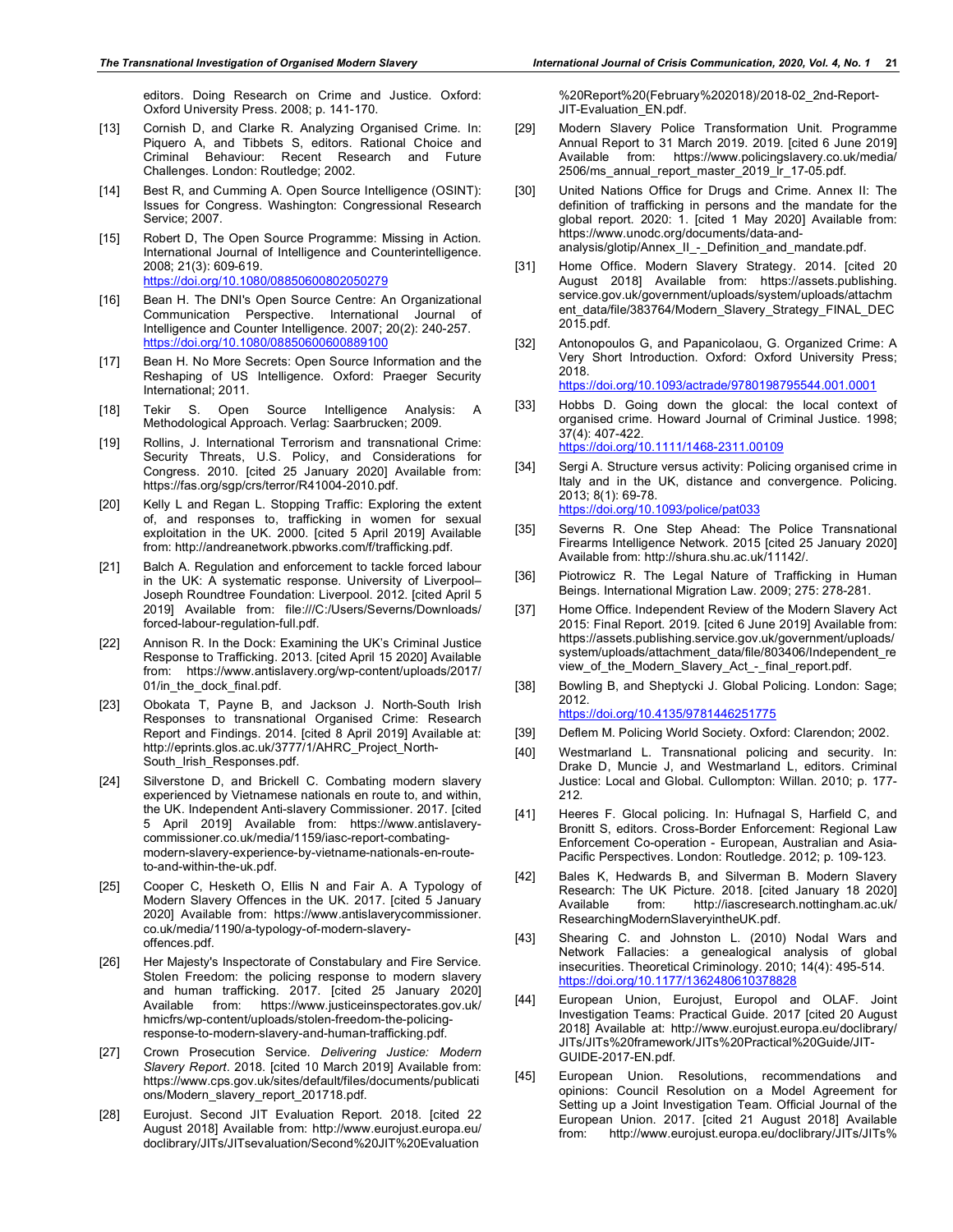editors. Doing Research on Crime and Justice. Oxford: Oxford University Press. 2008; p. 141-170.

[13] Cornish D, and Clarke R. Analyzing Organised Crime. In: Piquero A, and Tibbets S, editors. Rational Choice and Criminal Behaviour: Recent Research and Future Challenges. London: Routledge; 2002.

[14] Best R, and Cumming A. Open Source Intelligence (OSINT): Issues for Congress. Washington: Congressional Research Service; 2007.

[15] Robert D, The Open Source Programme: Missing in Action. International Journal of Intelligence and Counterintelligence. 2008; 21(3): 609-619. https://doi.org/10.1080/08850600802050279

[16] Bean H. The DNI's Open Source Centre: An Organizational Communication Perspective. International Journal of Intelligence and Counter Intelligence. 2007; 20(2): 240-257. https://doi.org/10.1080/08850600600889100

[17] Bean H. No More Secrets: Open Source Information and the Reshaping of US Intelligence. Oxford: Praeger Security International; 2011.

[18] Tekir S. Open Source Intelligence Analysis: A Methodological Approach. Verlag: Saarbrucken; 2009.

[19] Rollins, J. International Terrorism and transnational Crime: Security Threats, U.S. Policy, and Considerations for Congress. 2010. [cited 25 January 2020] Available from: https://fas.org/sgp/crs/terror/R41004-2010.pdf.

[20] Kelly L and Regan L. Stopping Traffic: Exploring the extent of, and responses to, trafficking in women for sexual exploitation in the UK. 2000. [cited 5 April 2019] Available from: http://andreanetwork.pbworks.com/f/trafficking.pdf.

[21] Balch A. Regulation and enforcement to tackle forced labour in the UK: A systematic response. University of Liverpool–Joseph Roundtree Foundation: Liverpool. 2012. [cited April 5 2019] Available from: file:///C:/Users/Severns/Downloads/forced-labour-regulation-full.pdf.

[22] Annison R. In the Dock: Examining the UK's Criminal Justice Response to Trafficking. 2013. [cited April 15 2020] Available from: https://www.antislavery.org/wp-content/uploads/2017/01/in_the_dock_final.pdf.

[23] Obokata T, Payne B, and Jackson J. North-South Irish Responses to transnational Organised Crime: Research Report and Findings. 2014. [cited 8 April 2019] Available at: http://eprints.glos.ac.uk/3777/1/AHRC_Project_North-South_Irish_Responses.pdf.

[24] Silverstone D, and Brickell C. Combating modern slavery experienced by Vietnamese nationals en route to, and within, the UK. Independent Anti-slavery Commissioner. 2017. [cited 5 April 2019] Available from: https://www.antislavery-commissioner.co.uk/media/1159/iasc-report-combating-modern-slavery-experience-by-vietnamese-nationals-en-route-to-and-within-the-uk.pdf.

[25] Cooper C, Hesketh O, Ellis N and Fair A. A Typology of Modern Slavery Offences in the UK. 2017. [cited 5 January 2020] Available from: https://www.antislaverycommissioner.co.uk/media/1190/a-typology-of-modern-slavery-offences.pdf.

[26] Her Majesty's Inspectorate of Constabulary and Fire Service. Stolen Freedom: the policing response to modern slavery and human trafficking. 2017. [cited 25 January 2020] Available from: https://www.justiceinspectorates.gov.uk/hmicfrs/wp-content/uploads/stolen-freedom-the-policing-response-to-modern-slavery-and-human-trafficking.pdf.

[27] Crown Prosecution Service. *Delivering Justice: Modern Slavery Report*. 2018. [cited 10 March 2019] Available from: https://www.cps.gov.uk/sites/default/files/documents/publications/Modern_slavery_report_201718.pdf.

[28] Eurojust. Second JIT Evaluation Report. 2018. [cited 22 August 2018] Available from: http://www.eurojust.europa.eu/doclibrary/JITs/JITsevaluation/Second%20JIT%20Evaluation%20Report%20(February%202018)/2018-02_2nd-Report-JIT-Evaluation_EN.pdf.

[29] Modern Slavery Police Transformation Unit. Programme Annual Report to 31 March 2019. 2019. [cited 6 June 2019] Available from: https://www.policingslavery.co.uk/media/2506/ms_annual_report_master_2019_lr_17-05.pdf.

[30] United Nations Office for Drugs and Crime. Annex II: The definition of trafficking in persons and the mandate for the global report. 2020: 1. [cited 1 May 2020] Available from: https://www.unodc.org/documents/data-and-analysis/glotip/Annex_II_-_Definition_and_mandate.pdf.

[31] Home Office. Modern Slavery Strategy. 2014. [cited 20 August 2018] Available from: https://assets.publishing.service.gov.uk/government/uploads/system/uploads/attachment_data/file/383764/Modern_Slavery_Strategy_FINAL_DEC2015.pdf.

[32] Antonopoulos G, and Papanicolaou, G. Organized Crime: A Very Short Introduction. Oxford: Oxford University Press; 2018. https://doi.org/10.1093/actrade/9780198795544.001.0001

[33] Hobbs D. Going down the glocal: the local context of organised crime. Howard Journal of Criminal Justice. 1998; 37(4): 407-422. https://doi.org/10.1111/1468-2311.00109

[34] Sergi A. Structure versus activity: Policing organised crime in Italy and in the UK, distance and convergence. Policing. 2013; 8(1): 69-78. https://doi.org/10.1093/police/pat033

[35] Severns R. One Step Ahead: The Police Transnational Firearms Intelligence Network. 2015 [cited 25 January 2020] Available from: http://shura.shu.ac.uk/11142/.

[36] Piotrowicz R. The Legal Nature of Trafficking in Human Beings. International Migration Law. 2009; 275: 278-281.

[37] Home Office. Independent Review of the Modern Slavery Act 2015: Final Report. 2019. [cited 6 June 2019] Available from: https://assets.publishing.service.gov.uk/government/uploads/system/uploads/attachment_data/file/803406/Independent_review_of_the_Modern_Slavery_Act_-_final_report.pdf.

[38] Bowling B, and Sheptycki J. Global Policing. London: Sage; 2012. https://doi.org/10.4135/9781446251775

[39] Deflem M. Policing World Society. Oxford: Clarendon; 2002.

[40] Westmarland L. Transnational policing and security. In: Drake D, Muncie J, and Westmarland L, editors. Criminal Justice: Local and Global. Cullompton: Willan. 2010; p. 177-212.

[41] Heeres F. Glocal policing. In: Hufnagal S, Harfield C, and Bronitt S, editors. Cross-Border Enforcement: Regional Law Enforcement Co-operation - European, Australian and Asia-Pacific Perspectives. London: Routledge. 2012; p. 109-123.

[42] Bales K, Hedwards B, and Silverman B. Modern Slavery Research: The UK Picture. 2018. [cited January 18 2020] Available from: http://iascresearch.nottingham.ac.uk/ResearchingModernSlaveryintheUK.pdf.

[43] Shearing C. and Johnston L. (2010) Nodal Wars and Network Fallacies: a genealogical analysis of global insecurities. Theoretical Criminology. 2010; 14(4): 495-514. https://doi.org/10.1177/1362480610378828

[44] European Union, Eurojust, Europol and OLAF. Joint Investigation Teams: Practical Guide. 2017 [cited 20 August 2018] Available at: http://www.eurojust.europa.eu/doclibrary/JITs/JITs%20framework/JITs%20Practical%20Guide/JIT-GUIDE-2017-EN.pdf.

[45] European Union. Resolutions, recommendations and opinions: Council Resolution on a Model Agreement for Setting up a Joint Investigation Team. Official Journal of the European Union. 2017. [cited 21 August 2018] Available from: http://www.eurojust.europa.eu/doclibrary/JITs/JITs%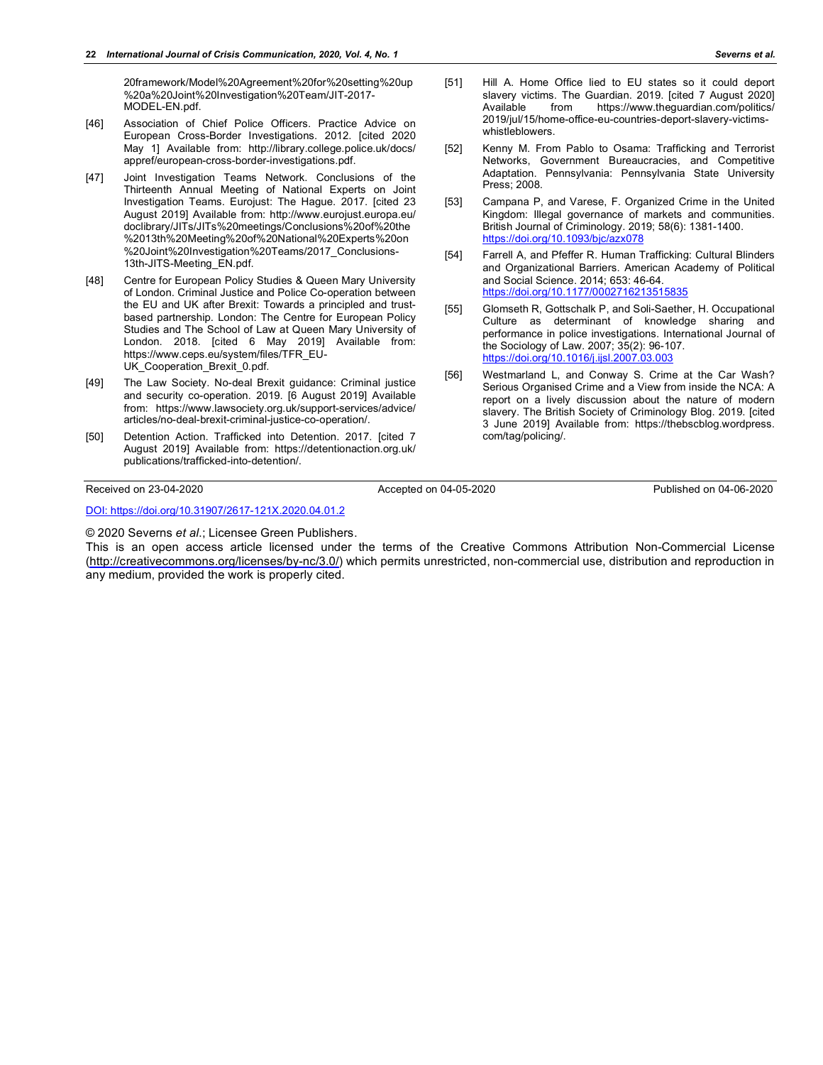20framework/Model%20Agreement%20for%20setting%20up%20a%20Joint%20Investigation%20Team/JIT-2017-MODEL-EN.pdf.

[46] Association of Chief Police Officers. Practice Advice on European Cross-Border Investigations. 2012. [cited 2020 May 1] Available from: http://library.college.police.uk/docs/appref/european-cross-border-investigations.pdf.

[47] Joint Investigation Teams Network. Conclusions of the Thirteenth Annual Meeting of National Experts on Joint Investigation Teams. Eurojust: The Hague. 2017. [cited 23 August 2019] Available from: http://www.eurojust.europa.eu/doclibrary/JITs/JITs%20meetings/Conclusions%20of%20the%2013th%20Meeting%20of%20National%20Experts%20on%20Joint%20Investigation%20Teams/2017_Conclusions-13th-JITS-Meeting_EN.pdf.

[48] Centre for European Policy Studies & Queen Mary University of London. Criminal Justice and Police Co-operation between the EU and UK after Brexit: Towards a principled and trust-based partnership. London: The Centre for European Policy Studies and The School of Law at Queen Mary University of London. 2018. [cited 6 May 2019] Available from: https://www.ceps.eu/system/files/TFR_EU-UK_Cooperation_Brexit_0.pdf.

[49] The Law Society. No-deal Brexit guidance: Criminal justice and security co-operation. 2019. [6 August 2019] Available from: https://www.lawsociety.org.uk/support-services/advice/articles/no-deal-brexit-criminal-justice-co-operation/.

[50] Detention Action. Trafficked into Detention. 2017. [cited 7 August 2019] Available from: https://detentionaction.org.uk/publications/trafficked-into-detention/.

[51] Hill A. Home Office lied to EU states so it could deport slavery victims. The Guardian. 2019. [cited 7 August 2020] Available from https://www.theguardian.com/politics/2019/jul/15/home-office-eu-countries-deport-slavery-victims-whistleblowers.

[52] Kenny M. From Pablo to Osama: Trafficking and Terrorist Networks, Government Bureaucracies, and Competitive Adaptation. Pennsylvania: Pennsylvania State University Press; 2008.

[53] Campana P, and Varese, F. Organized Crime in the United Kingdom: Illegal governance of markets and communities. British Journal of Criminology. 2019; 58(6): 1381-1400. https://doi.org/10.1093/bjc/azx078

[54] Farrell A, and Pfeffer R. Human Trafficking: Cultural Blinders and Organizational Barriers. American Academy of Political and Social Science. 2014; 653: 46-64. https://doi.org/10.1177/0002716213515835

[55] Glomseth R, Gottschalk P, and Soli-Saether, H. Occupational Culture as determinant of knowledge sharing and performance in police investigations. International Journal of the Sociology of Law. 2007; 35(2): 96-107. https://doi.org/10.1016/j.ijsl.2007.03.003

[56] Westmarland L, and Conway S. Crime at the Car Wash? Serious Organised Crime and a View from inside the NCA: A report on a lively discussion about the nature of modern slavery. The British Society of Criminology Blog. 2019. [cited 3 June 2019] Available from: https://thebscblog.wordpress.com/tag/policing/.

Received on 23-04-2020 Accepted on 04-05-2020 Published on 04-06-2020

DOI: https://doi.org/10.31907/2617-121X.2020.04.01.2

© 2020 Severns *et al*.; Licensee Green Publishers.

This is an open access article licensed under the terms of the Creative Commons Attribution Non-Commercial License (http://creativecommons.org/licenses/by-nc/3.0/) which permits unrestricted, non-commercial use, distribution and reproduction in any medium, provided the work is properly cited.